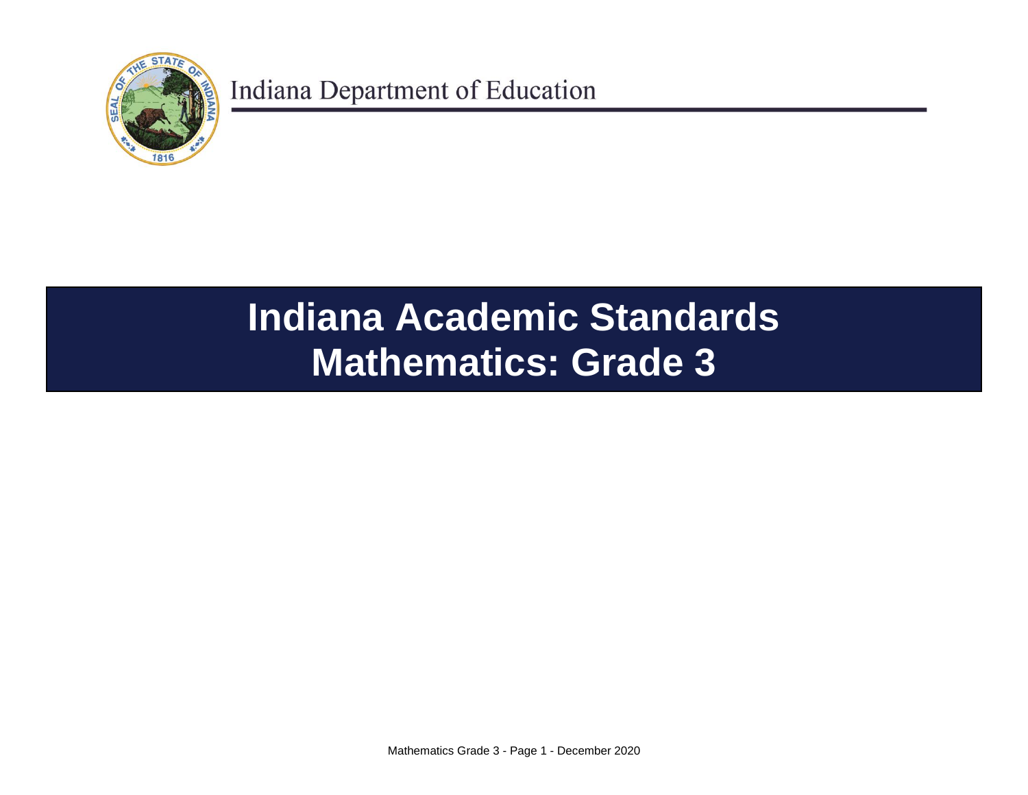Indiana Department of Education

# Indiana Academic Standards
# Mathematics: Grade 3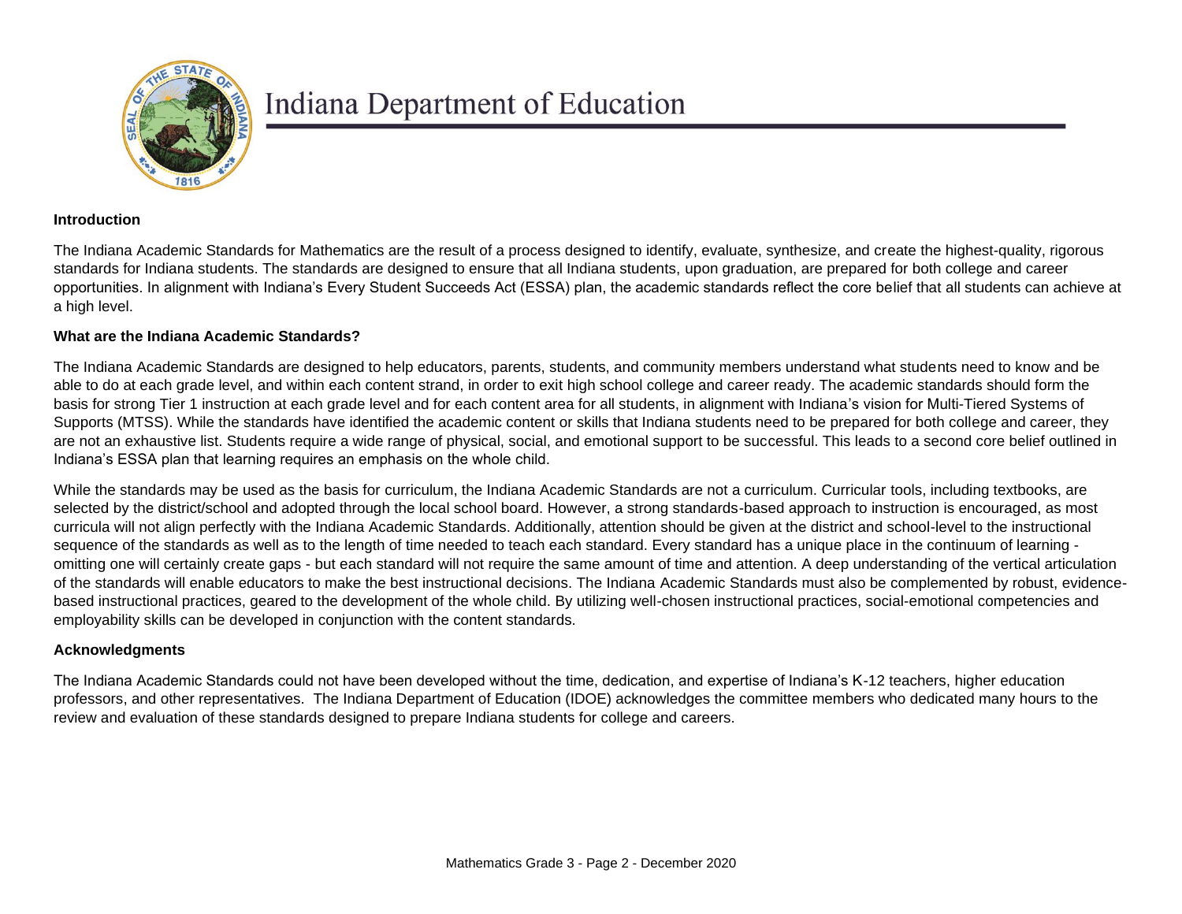# Indiana Department of Education

## Introduction

The Indiana Academic Standards for Mathematics are the result of a process designed to identify, evaluate, synthesize, and create the highest-quality, rigorous standards for Indiana students. The standards are designed to ensure that all Indiana students, upon graduation, are prepared for both college and career opportunities. In alignment with Indiana's Every Student Succeeds Act (ESSA) plan, the academic standards reflect the core belief that all students can achieve at a high level.

## What are the Indiana Academic Standards?

The Indiana Academic Standards are designed to help educators, parents, students, and community members understand what students need to know and be able to do at each grade level, and within each content strand, in order to exit high school college and career ready. The academic standards should form the basis for strong Tier 1 instruction at each grade level and for each content area for all students, in alignment with Indiana's vision for Multi-Tiered Systems of Supports (MTSS). While the standards have identified the academic content or skills that Indiana students need to be prepared for both college and career, they are not an exhaustive list. Students require a wide range of physical, social, and emotional support to be successful. This leads to a second core belief outlined in Indiana's ESSA plan that learning requires an emphasis on the whole child.

While the standards may be used as the basis for curriculum, the Indiana Academic Standards are not a curriculum. Curricular tools, including textbooks, are selected by the district/school and adopted through the local school board. However, a strong standards-based approach to instruction is encouraged, as most curricula will not align perfectly with the Indiana Academic Standards. Additionally, attention should be given at the district and school-level to the instructional sequence of the standards as well as to the length of time needed to teach each standard. Every standard has a unique place in the continuum of learning - omitting one will certainly create gaps - but each standard will not require the same amount of time and attention. A deep understanding of the vertical articulation of the standards will enable educators to make the best instructional decisions. The Indiana Academic Standards must also be complemented by robust, evidence-based instructional practices, geared to the development of the whole child. By utilizing well-chosen instructional practices, social-emotional competencies and employability skills can be developed in conjunction with the content standards.

## Acknowledgments

The Indiana Academic Standards could not have been developed without the time, dedication, and expertise of Indiana's K-12 teachers, higher education professors, and other representatives. The Indiana Department of Education (IDOE) acknowledges the committee members who dedicated many hours to the review and evaluation of these standards designed to prepare Indiana students for college and careers.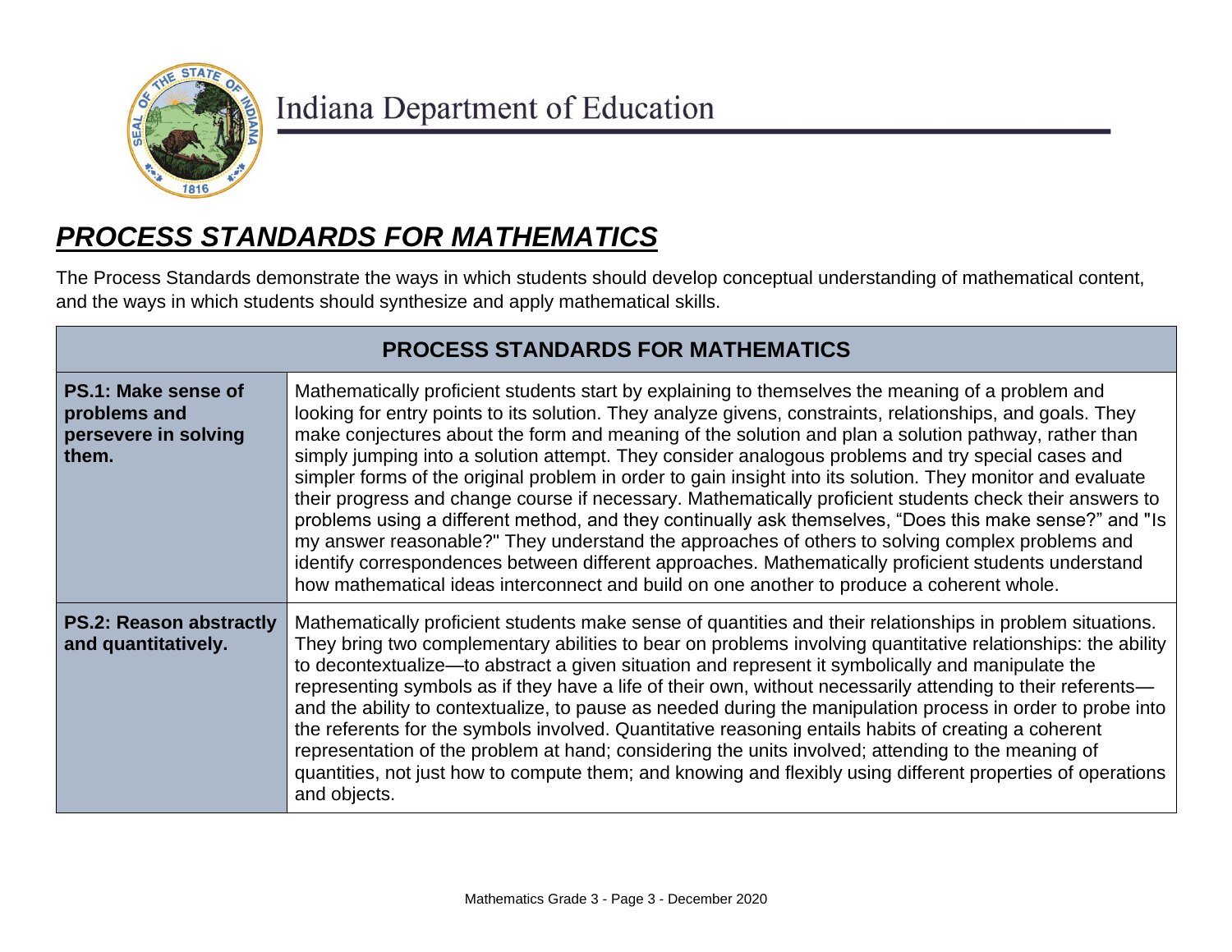Indiana Department of Education

# ***PROCESS STANDARDS FOR MATHEMATICS***

The Process Standards demonstrate the ways in which students should develop conceptual understanding of mathematical content, and the ways in which students should synthesize and apply mathematical skills.

| **PROCESS STANDARDS FOR MATHEMATICS** | |
|---|---|
| **PS.1: Make sense of problems and persevere in solving them.** | Mathematically proficient students start by explaining to themselves the meaning of a problem and looking for entry points to its solution. They analyze givens, constraints, relationships, and goals. They make conjectures about the form and meaning of the solution and plan a solution pathway, rather than simply jumping into a solution attempt. They consider analogous problems and try special cases and simpler forms of the original problem in order to gain insight into its solution. They monitor and evaluate their progress and change course if necessary. Mathematically proficient students check their answers to problems using a different method, and they continually ask themselves, "Does this make sense?" and "Is my answer reasonable?" They understand the approaches of others to solving complex problems and identify correspondences between different approaches. Mathematically proficient students understand how mathematical ideas interconnect and build on one another to produce a coherent whole. |
| **PS.2: Reason abstractly and quantitatively.** | Mathematically proficient students make sense of quantities and their relationships in problem situations. They bring two complementary abilities to bear on problems involving quantitative relationships: the ability to decontextualize—to abstract a given situation and represent it symbolically and manipulate the representing symbols as if they have a life of their own, without necessarily attending to their referents—and the ability to contextualize, to pause as needed during the manipulation process in order to probe into the referents for the symbols involved. Quantitative reasoning entails habits of creating a coherent representation of the problem at hand; considering the units involved; attending to the meaning of quantities, not just how to compute them; and knowing and flexibly using different properties of operations and objects. |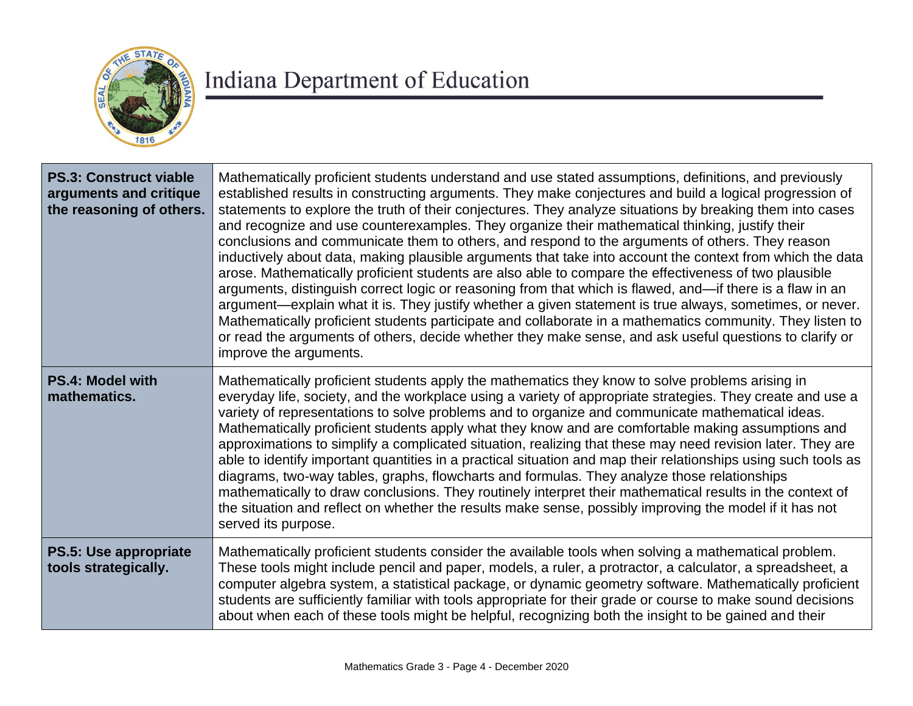| | |
|---|---|
| **PS.3: Construct viable arguments and critique the reasoning of others.** | Mathematically proficient students understand and use stated assumptions, definitions, and previously established results in constructing arguments. They make conjectures and build a logical progression of statements to explore the truth of their conjectures. They analyze situations by breaking them into cases and recognize and use counterexamples. They organize their mathematical thinking, justify their conclusions and communicate them to others, and respond to the arguments of others. They reason inductively about data, making plausible arguments that take into account the context from which the data arose. Mathematically proficient students are also able to compare the effectiveness of two plausible arguments, distinguish correct logic or reasoning from that which is flawed, and—if there is a flaw in an argument—explain what it is. They justify whether a given statement is true always, sometimes, or never. Mathematically proficient students participate and collaborate in a mathematics community. They listen to or read the arguments of others, decide whether they make sense, and ask useful questions to clarify or improve the arguments. |
| **PS.4: Model with mathematics.** | Mathematically proficient students apply the mathematics they know to solve problems arising in everyday life, society, and the workplace using a variety of appropriate strategies. They create and use a variety of representations to solve problems and to organize and communicate mathematical ideas. Mathematically proficient students apply what they know and are comfortable making assumptions and approximations to simplify a complicated situation, realizing that these may need revision later. They are able to identify important quantities in a practical situation and map their relationships using such tools as diagrams, two-way tables, graphs, flowcharts and formulas. They analyze those relationships mathematically to draw conclusions. They routinely interpret their mathematical results in the context of the situation and reflect on whether the results make sense, possibly improving the model if it has not served its purpose. |
| **PS.5: Use appropriate tools strategically.** | Mathematically proficient students consider the available tools when solving a mathematical problem. These tools might include pencil and paper, models, a ruler, a protractor, a calculator, a spreadsheet, a computer algebra system, a statistical package, or dynamic geometry software. Mathematically proficient students are sufficiently familiar with tools appropriate for their grade or course to make sound decisions about when each of these tools might be helpful, recognizing both the insight to be gained and their |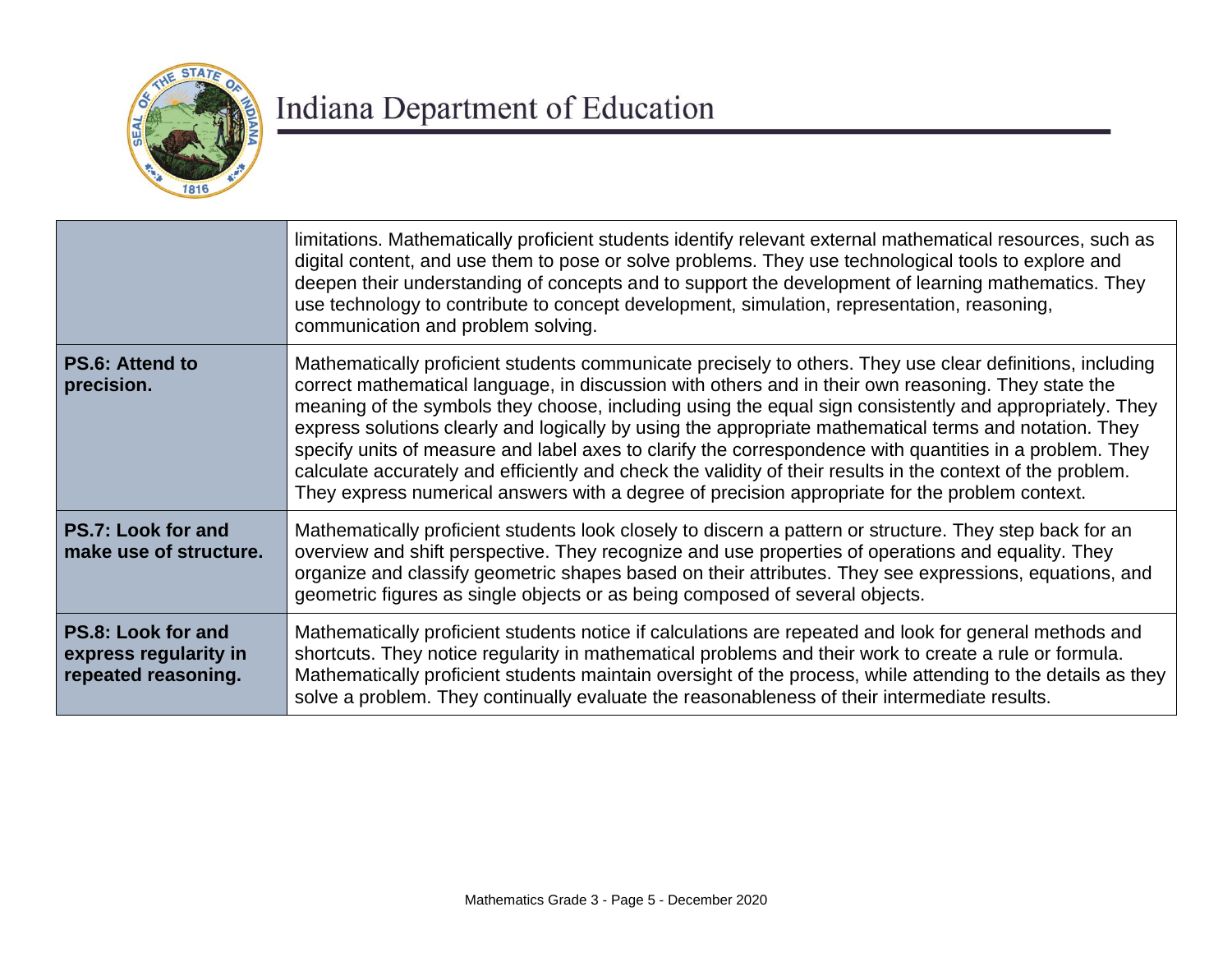| | |
|---|---|
| | limitations. Mathematically proficient students identify relevant external mathematical resources, such as digital content, and use them to pose or solve problems. They use technological tools to explore and deepen their understanding of concepts and to support the development of learning mathematics. They use technology to contribute to concept development, simulation, representation, reasoning, communication and problem solving. |
| **PS.6: Attend to precision.** | Mathematically proficient students communicate precisely to others. They use clear definitions, including correct mathematical language, in discussion with others and in their own reasoning. They state the meaning of the symbols they choose, including using the equal sign consistently and appropriately. They express solutions clearly and logically by using the appropriate mathematical terms and notation. They specify units of measure and label axes to clarify the correspondence with quantities in a problem. They calculate accurately and efficiently and check the validity of their results in the context of the problem. They express numerical answers with a degree of precision appropriate for the problem context. |
| **PS.7: Look for and make use of structure.** | Mathematically proficient students look closely to discern a pattern or structure. They step back for an overview and shift perspective. They recognize and use properties of operations and equality. They organize and classify geometric shapes based on their attributes. They see expressions, equations, and geometric figures as single objects or as being composed of several objects. |
| **PS.8: Look for and express regularity in repeated reasoning.** | Mathematically proficient students notice if calculations are repeated and look for general methods and shortcuts. They notice regularity in mathematical problems and their work to create a rule or formula. Mathematically proficient students maintain oversight of the process, while attending to the details as they solve a problem. They continually evaluate the reasonableness of their intermediate results. |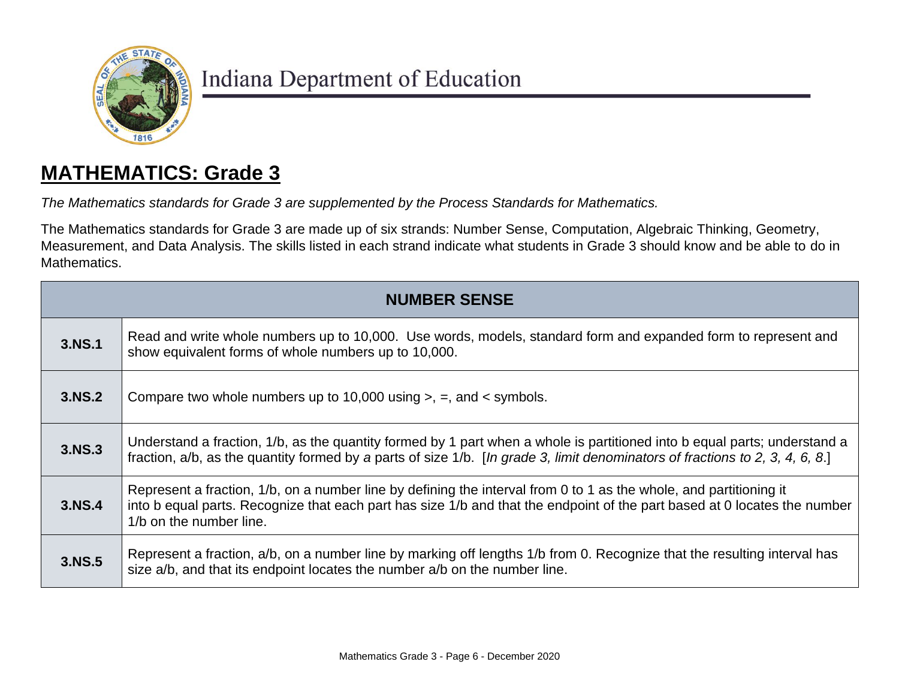Indiana Department of Education

# MATHEMATICS: Grade 3

*The Mathematics standards for Grade 3 are supplemented by the Process Standards for Mathematics.*

The Mathematics standards for Grade 3 are made up of six strands: Number Sense, Computation, Algebraic Thinking, Geometry, Measurement, and Data Analysis. The skills listed in each strand indicate what students in Grade 3 should know and be able to do in Mathematics.

| NUMBER SENSE | |
|---|---|
| **3.NS.1** | Read and write whole numbers up to 10,000. Use words, models, standard form and expanded form to represent and show equivalent forms of whole numbers up to 10,000. |
| **3.NS.2** | Compare two whole numbers up to 10,000 using >, =, and < symbols. |
| **3.NS.3** | Understand a fraction, 1/b, as the quantity formed by 1 part when a whole is partitioned into b equal parts; understand a fraction, a/b, as the quantity formed by *a* parts of size 1/b. [*In grade 3, limit denominators of fractions to 2, 3, 4, 6, 8*.] |
| **3.NS.4** | Represent a fraction, 1/b, on a number line by defining the interval from 0 to 1 as the whole, and partitioning it into b equal parts. Recognize that each part has size 1/b and that the endpoint of the part based at 0 locates the number 1/b on the number line. |
| **3.NS.5** | Represent a fraction, a/b, on a number line by marking off lengths 1/b from 0. Recognize that the resulting interval has size a/b, and that its endpoint locates the number a/b on the number line. |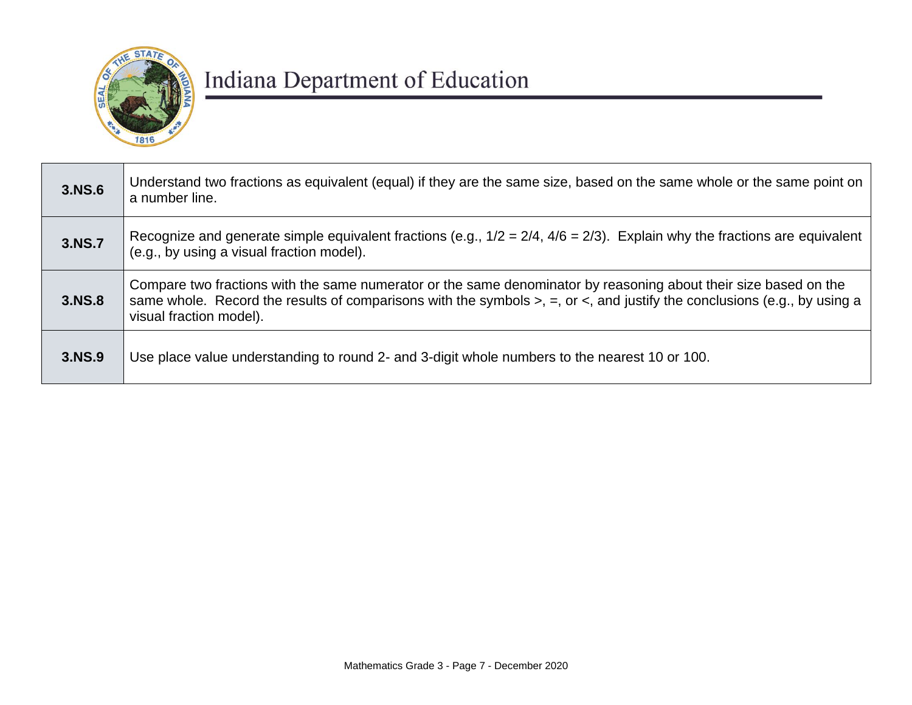| | |
|---|---|
| **3.NS.6** | Understand two fractions as equivalent (equal) if they are the same size, based on the same whole or the same point on a number line. |
| **3.NS.7** | Recognize and generate simple equivalent fractions (e.g., 1/2 = 2/4, 4/6 = 2/3). Explain why the fractions are equivalent (e.g., by using a visual fraction model). |
| **3.NS.8** | Compare two fractions with the same numerator or the same denominator by reasoning about their size based on the same whole. Record the results of comparisons with the symbols >, =, or <, and justify the conclusions (e.g., by using a visual fraction model). |
| **3.NS.9** | Use place value understanding to round 2- and 3-digit whole numbers to the nearest 10 or 100. |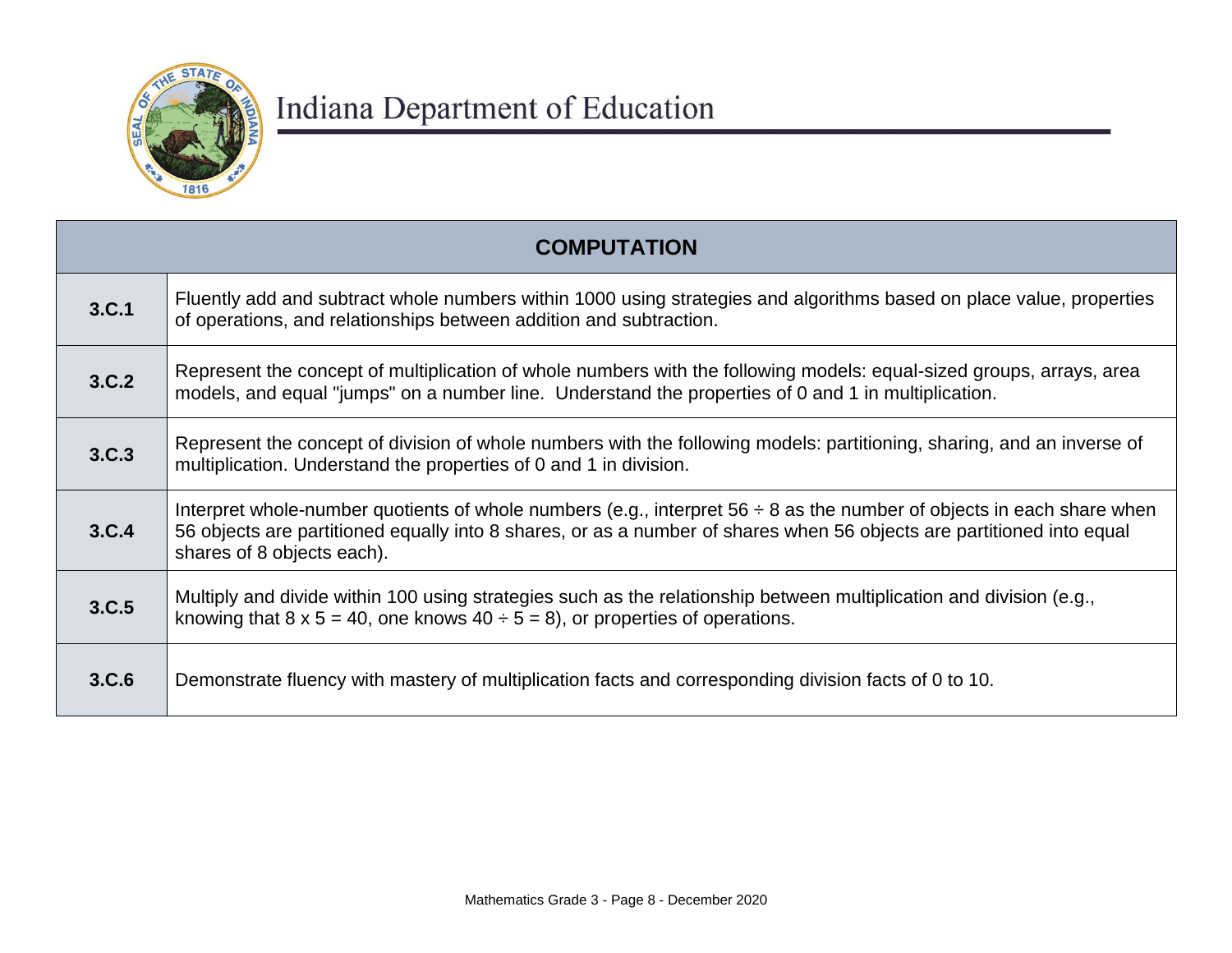| COMPUTATION | |
|---|---|
| **3.C.1** | Fluently add and subtract whole numbers within 1000 using strategies and algorithms based on place value, properties of operations, and relationships between addition and subtraction. |
| **3.C.2** | Represent the concept of multiplication of whole numbers with the following models: equal-sized groups, arrays, area models, and equal "jumps" on a number line. Understand the properties of 0 and 1 in multiplication. |
| **3.C.3** | Represent the concept of division of whole numbers with the following models: partitioning, sharing, and an inverse of multiplication. Understand the properties of 0 and 1 in division. |
| **3.C.4** | Interpret whole-number quotients of whole numbers (e.g., interpret $56 \div 8$ as the number of objects in each share when 56 objects are partitioned equally into 8 shares, or as a number of shares when 56 objects are partitioned into equal shares of 8 objects each). |
| **3.C.5** | Multiply and divide within 100 using strategies such as the relationship between multiplication and division (e.g., knowing that $8 \times 5 = 40$, one knows $40 \div 5 = 8$), or properties of operations. |
| **3.C.6** | Demonstrate fluency with mastery of multiplication facts and corresponding division facts of 0 to 10. |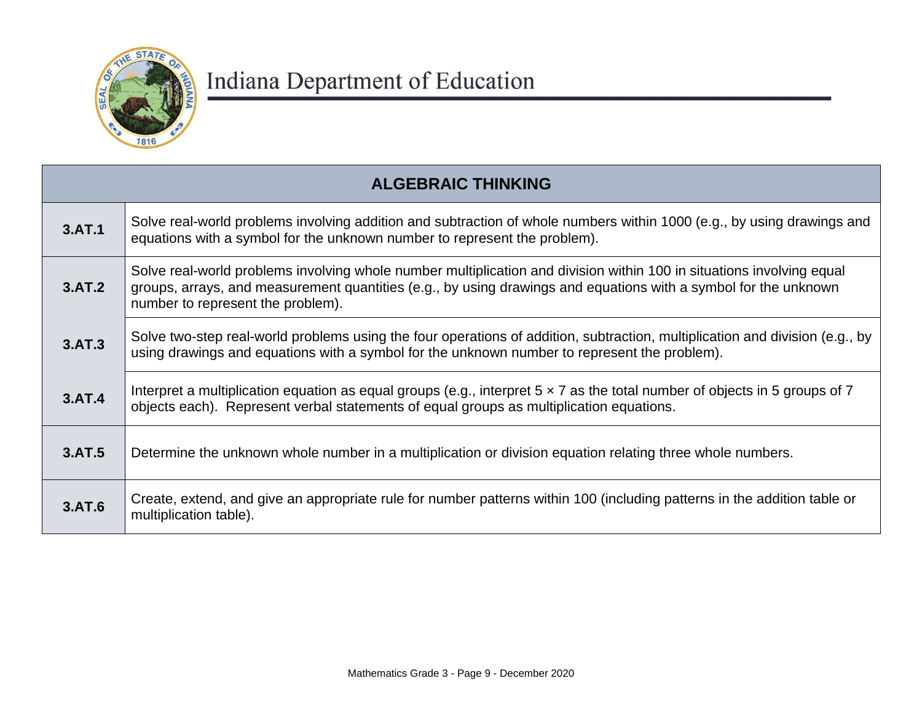| ALGEBRAIC THINKING | |
|---|---|
| **3.AT.1** | Solve real-world problems involving addition and subtraction of whole numbers within 1000 (e.g., by using drawings and equations with a symbol for the unknown number to represent the problem). |
| **3.AT.2** | Solve real-world problems involving whole number multiplication and division within 100 in situations involving equal groups, arrays, and measurement quantities (e.g., by using drawings and equations with a symbol for the unknown number to represent the problem). |
| **3.AT.3** | Solve two-step real-world problems using the four operations of addition, subtraction, multiplication and division (e.g., by using drawings and equations with a symbol for the unknown number to represent the problem). |
| **3.AT.4** | Interpret a multiplication equation as equal groups (e.g., interpret $5 \times 7$ as the total number of objects in 5 groups of 7 objects each). Represent verbal statements of equal groups as multiplication equations. |
| **3.AT.5** | Determine the unknown whole number in a multiplication or division equation relating three whole numbers. |
| **3.AT.6** | Create, extend, and give an appropriate rule for number patterns within 100 (including patterns in the addition table or multiplication table). |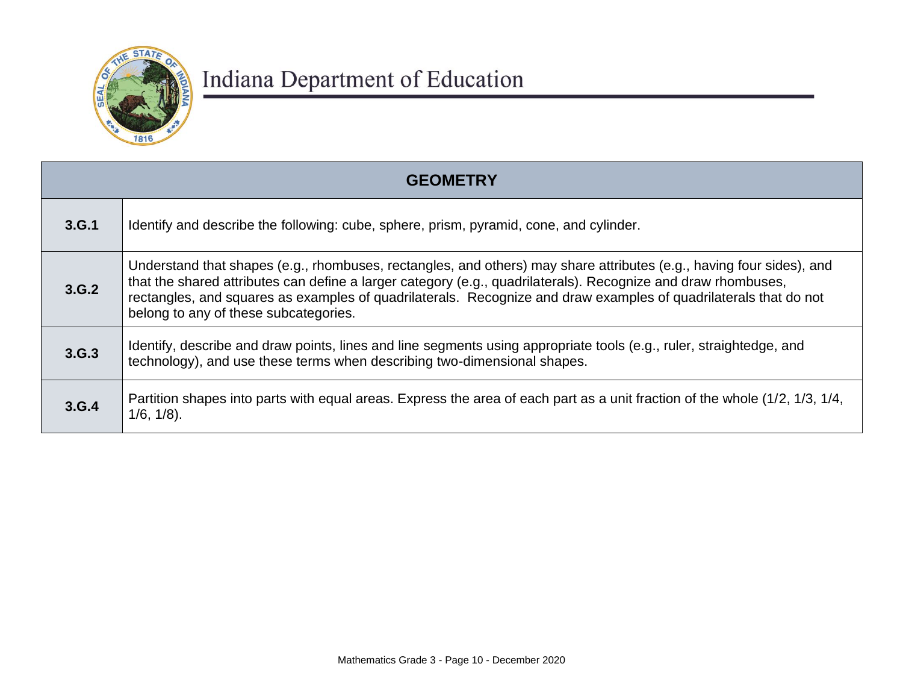| GEOMETRY | |
|---|---|
| **3.G.1** | Identify and describe the following: cube, sphere, prism, pyramid, cone, and cylinder. |
| **3.G.2** | Understand that shapes (e.g., rhombuses, rectangles, and others) may share attributes (e.g., having four sides), and that the shared attributes can define a larger category (e.g., quadrilaterals). Recognize and draw rhombuses, rectangles, and squares as examples of quadrilaterals. Recognize and draw examples of quadrilaterals that do not belong to any of these subcategories. |
| **3.G.3** | Identify, describe and draw points, lines and line segments using appropriate tools (e.g., ruler, straightedge, and technology), and use these terms when describing two-dimensional shapes. |
| **3.G.4** | Partition shapes into parts with equal areas. Express the area of each part as a unit fraction of the whole (1/2, 1/3, 1/4, 1/6, 1/8). |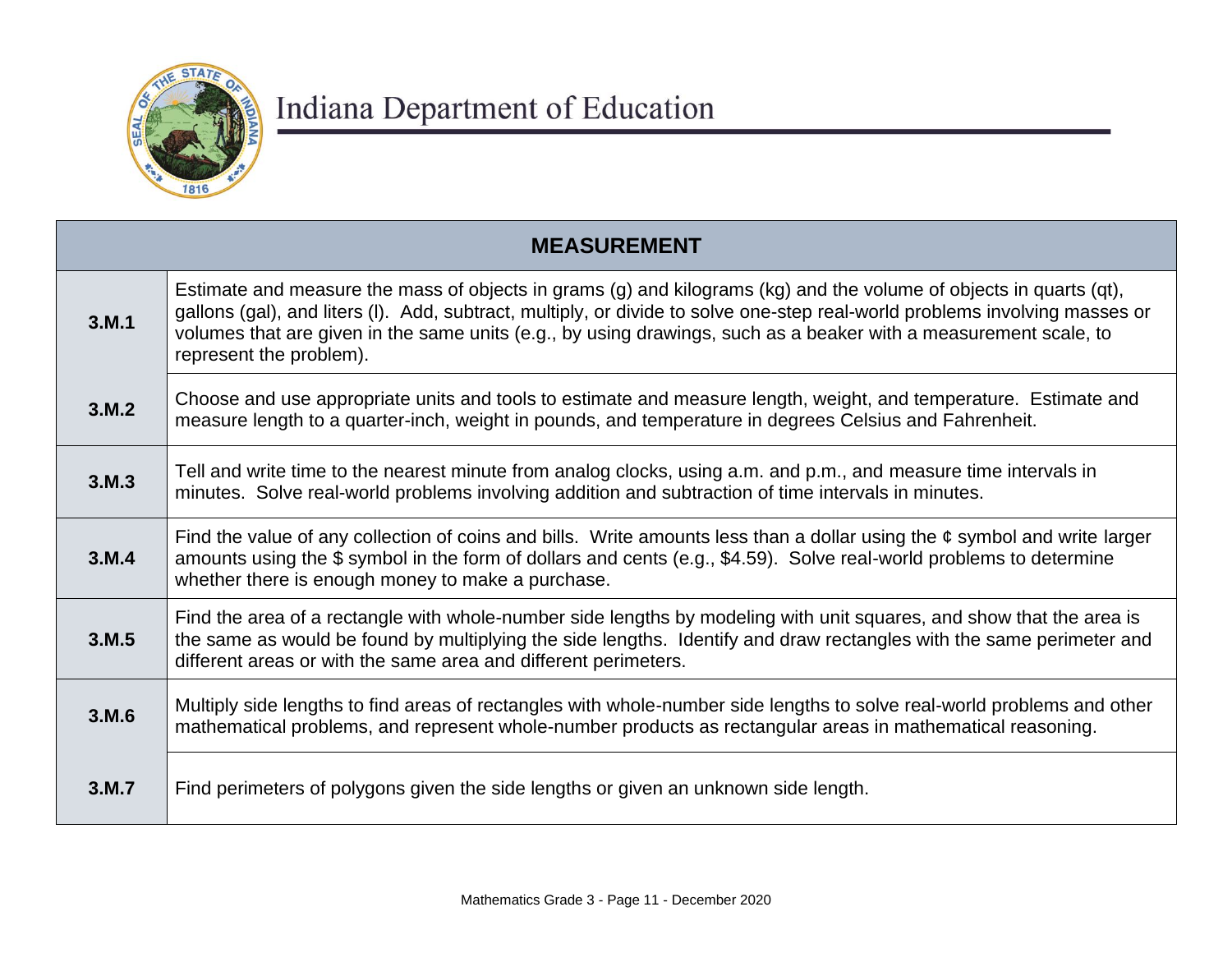| MEASUREMENT | |
|---|---|
| 3.M.1 | Estimate and measure the mass of objects in grams (g) and kilograms (kg) and the volume of objects in quarts (qt), gallons (gal), and liters (l). Add, subtract, multiply, or divide to solve one-step real-world problems involving masses or volumes that are given in the same units (e.g., by using drawings, such as a beaker with a measurement scale, to represent the problem). |
| 3.M.2 | Choose and use appropriate units and tools to estimate and measure length, weight, and temperature. Estimate and measure length to a quarter-inch, weight in pounds, and temperature in degrees Celsius and Fahrenheit. |
| 3.M.3 | Tell and write time to the nearest minute from analog clocks, using a.m. and p.m., and measure time intervals in minutes. Solve real-world problems involving addition and subtraction of time intervals in minutes. |
| 3.M.4 | Find the value of any collection of coins and bills. Write amounts less than a dollar using the ¢ symbol and write larger amounts using the $ symbol in the form of dollars and cents (e.g., $4.59). Solve real-world problems to determine whether there is enough money to make a purchase. |
| 3.M.5 | Find the area of a rectangle with whole-number side lengths by modeling with unit squares, and show that the area is the same as would be found by multiplying the side lengths. Identify and draw rectangles with the same perimeter and different areas or with the same area and different perimeters. |
| 3.M.6 | Multiply side lengths to find areas of rectangles with whole-number side lengths to solve real-world problems and other mathematical problems, and represent whole-number products as rectangular areas in mathematical reasoning. |
| 3.M.7 | Find perimeters of polygons given the side lengths or given an unknown side length. |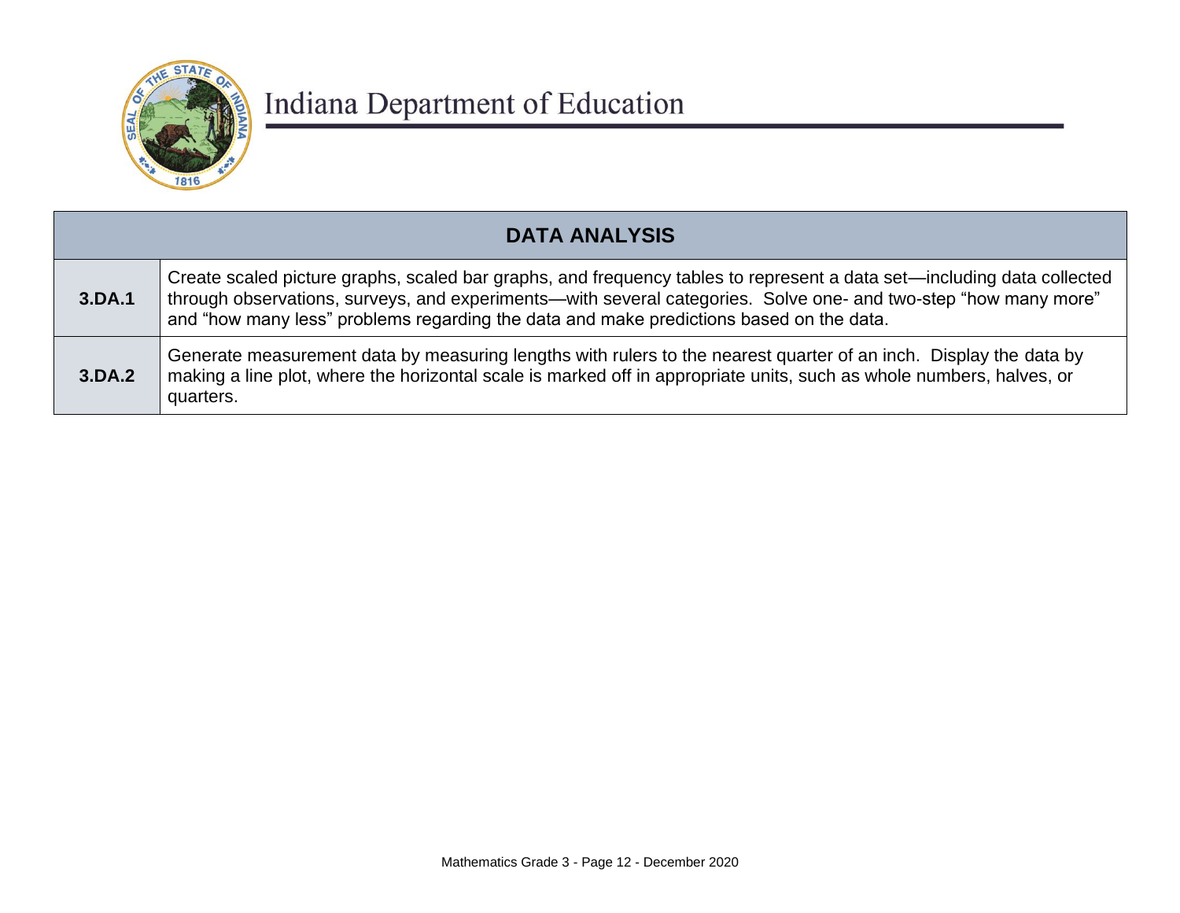| DATA ANALYSIS | |
|---|---|
| **3.DA.1** | Create scaled picture graphs, scaled bar graphs, and frequency tables to represent a data set—including data collected through observations, surveys, and experiments—with several categories. Solve one- and two-step "how many more" and "how many less" problems regarding the data and make predictions based on the data. |
| **3.DA.2** | Generate measurement data by measuring lengths with rulers to the nearest quarter of an inch. Display the data by making a line plot, where the horizontal scale is marked off in appropriate units, such as whole numbers, halves, or quarters. |